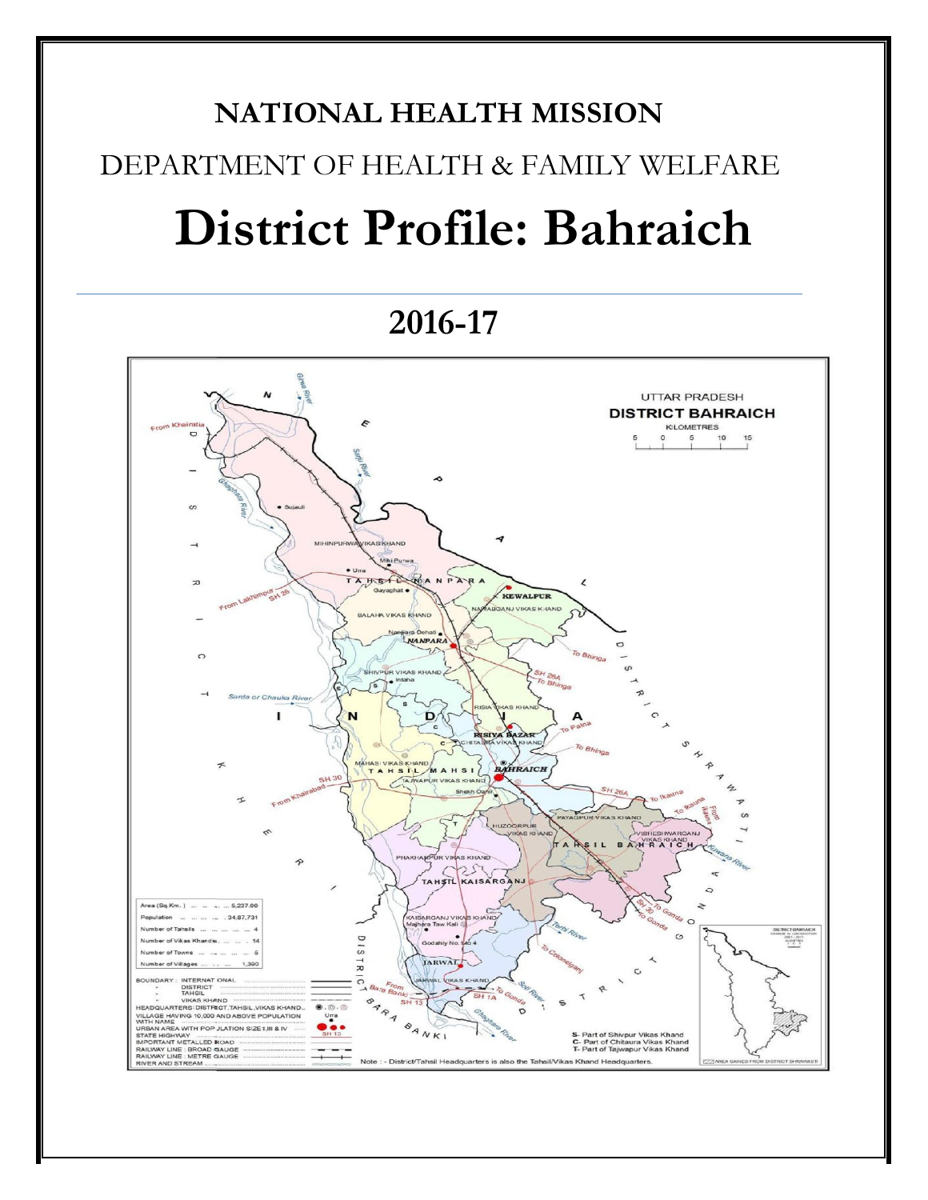# NATIONAL HEALTH MISSION

## DEPARTMENT OF HEALTH & FAMILY WELFARE

# District Profile: Bahraich

## 2016-17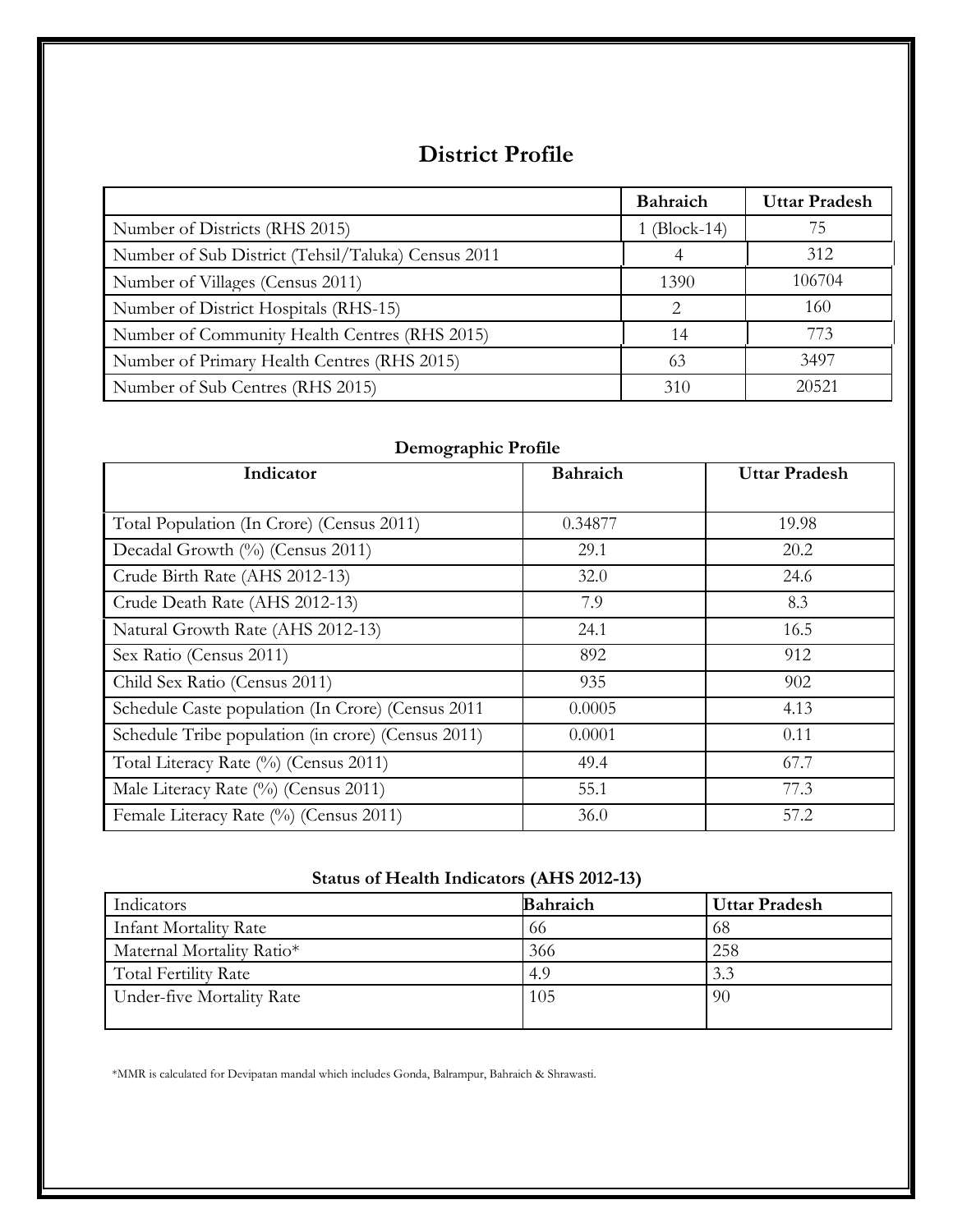# District Profile

| | Bahraich | Uttar Pradesh |
|---|---|---|
| Number of Districts (RHS 2015) | 1 (Block-14) | 75 |
| Number of Sub District (Tehsil/Taluka) Census 2011 | 4 | 312 |
| Number of Villages (Census 2011) | 1390 | 106704 |
| Number of District Hospitals (RHS-15) | 2 | 160 |
| Number of Community Health Centres (RHS 2015) | 14 | 773 |
| Number of Primary Health Centres (RHS 2015) | 63 | 3497 |
| Number of Sub Centres (RHS 2015) | 310 | 20521 |

## Demographic Profile

| Indicator | Bahraich | Uttar Pradesh |
|---|---|---|
| Total Population (In Crore) (Census 2011) | 0.34877 | 19.98 |
| Decadal Growth (%) (Census 2011) | 29.1 | 20.2 |
| Crude Birth Rate (AHS 2012-13) | 32.0 | 24.6 |
| Crude Death Rate (AHS 2012-13) | 7.9 | 8.3 |
| Natural Growth Rate (AHS 2012-13) | 24.1 | 16.5 |
| Sex Ratio (Census 2011) | 892 | 912 |
| Child Sex Ratio (Census 2011) | 935 | 902 |
| Schedule Caste population (In Crore) (Census 2011 | 0.0005 | 4.13 |
| Schedule Tribe population (in crore) (Census 2011) | 0.0001 | 0.11 |
| Total Literacy Rate (%) (Census 2011) | 49.4 | 67.7 |
| Male Literacy Rate (%) (Census 2011) | 55.1 | 77.3 |
| Female Literacy Rate (%) (Census 2011) | 36.0 | 57.2 |

## Status of Health Indicators (AHS 2012-13)

| Indicators | Bahraich | Uttar Pradesh |
|---|---|---|
| Infant Mortality Rate | 66 | 68 |
| Maternal Mortality Ratio* | 366 | 258 |
| Total Fertility Rate | 4.9 | 3.3 |
| Under-five Mortality Rate | 105 | 90 |

*MMR is calculated for Devipatan mandal which includes Gonda, Balrampur, Bahraich & Shrawasti.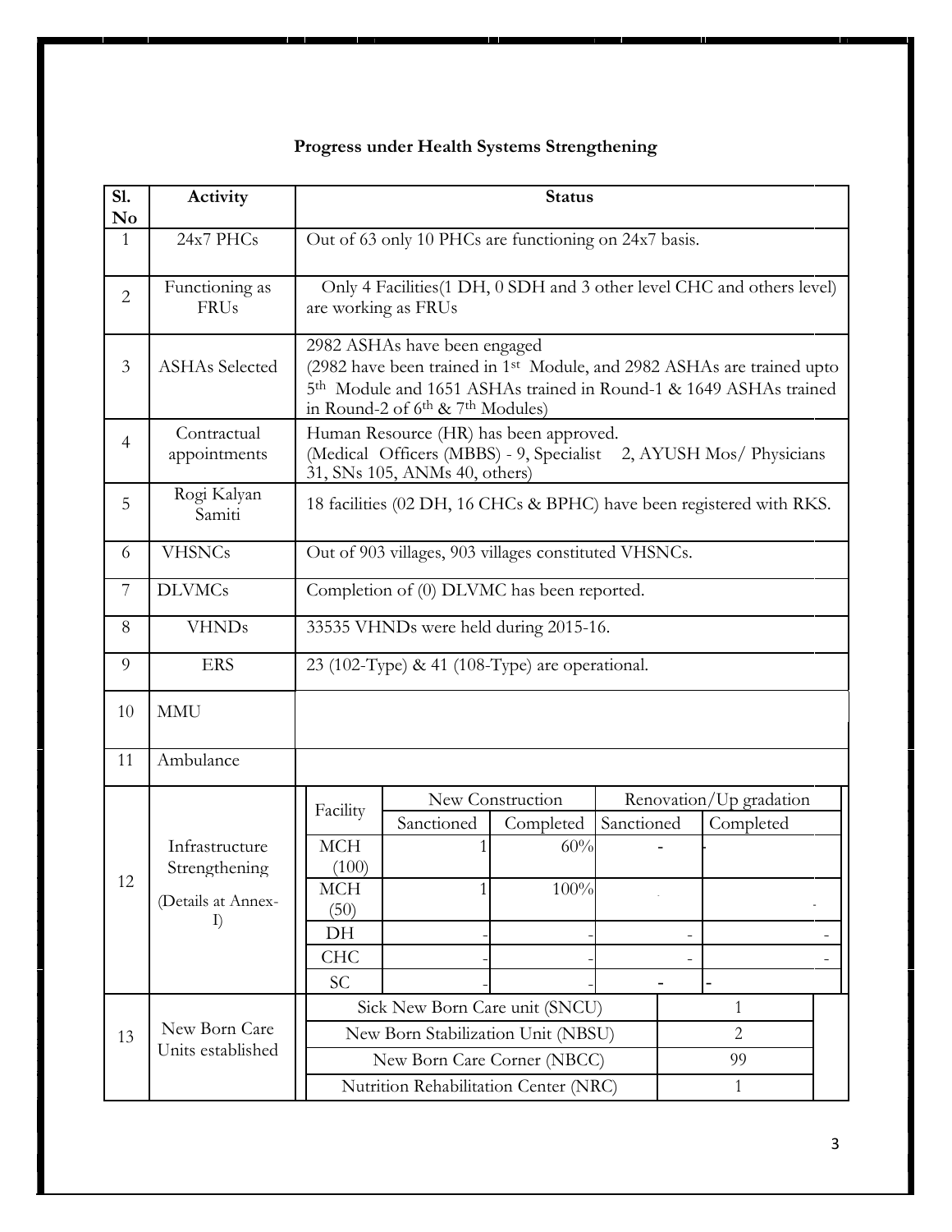**Progress under Health Systems Strengthening**

<table>
<tr><th>Sl. No</th><th>Activity</th><th colspan="5">Status</th></tr>
<tr><td>1</td><td>24x7 PHCs</td><td colspan="5">Out of 63 only 10 PHCs are functioning on 24x7 basis.</td></tr>
<tr><td>2</td><td>Functioning as FRUs</td><td colspan="5">Only 4 Facilities(1 DH, 0 SDH and 3 other level CHC and others level) are working as FRUs</td></tr>
<tr><td>3</td><td>ASHAs Selected</td><td colspan="5">2982 ASHAs have been engaged<br>(2982 have been trained in 1st Module, and 2982 ASHAs are trained upto 5th Module and 1651 ASHAs trained in Round-1 &amp; 1649 ASHAs trained in Round-2 of 6th &amp; 7th Modules)</td></tr>
<tr><td>4</td><td>Contractual appointments</td><td colspan="5">Human Resource (HR) has been approved.<br>(Medical Officers (MBBS) - 9, Specialist 2, AYUSH Mos/ Physicians 31, SNs 105, ANMs 40, others)</td></tr>
<tr><td>5</td><td>Rogi Kalyan Samiti</td><td colspan="5">18 facilities (02 DH, 16 CHCs &amp; BPHC) have been registered with RKS.</td></tr>
<tr><td>6</td><td>VHSNCs</td><td colspan="5">Out of 903 villages, 903 villages constituted VHSNCs.</td></tr>
<tr><td>7</td><td>DLVMCs</td><td colspan="5">Completion of (0) DLVMC has been reported.</td></tr>
<tr><td>8</td><td>VHNDs</td><td colspan="5">33535 VHNDs were held during 2015-16.</td></tr>
<tr><td>9</td><td>ERS</td><td colspan="5">23 (102-Type) &amp; 41 (108-Type) are operational.</td></tr>
<tr><td>10</td><td>MMU</td><td colspan="5"></td></tr>
<tr><td>11</td><td>Ambulance</td><td colspan="5"></td></tr>
<tr><td rowspan="7">12</td><td rowspan="7">Infrastructure Strengthening<br>(Details at Annex-I)</td><td rowspan="2">Facility</td><td colspan="2">New Construction</td><td colspan="2">Renovation/Up gradation</td></tr>
<tr><td>Sanctioned</td><td>Completed</td><td>Sanctioned</td><td>Completed</td></tr>
<tr><td>MCH (100)</td><td>1</td><td>60%</td><td>-</td><td>-</td></tr>
<tr><td>MCH (50)</td><td>1</td><td>100%</td><td>-</td><td>-</td></tr>
<tr><td>DH</td><td>-</td><td>-</td><td>-</td><td>-</td></tr>
<tr><td>CHC</td><td>-</td><td>-</td><td>-</td><td>-</td></tr>
<tr><td>SC</td><td>-</td><td>-</td><td>-</td><td>-</td></tr>
<tr><td rowspan="4">13</td><td rowspan="4">New Born Care Units established</td><td colspan="3">Sick New Born Care unit (SNCU)</td><td colspan="2">1</td></tr>
<tr><td colspan="3">New Born Stabilization Unit (NBSU)</td><td colspan="2">2</td></tr>
<tr><td colspan="3">New Born Care Corner (NBCC)</td><td colspan="2">99</td></tr>
<tr><td colspan="3">Nutrition Rehabilitation Center (NRC)</td><td colspan="2">1</td></tr>
</table>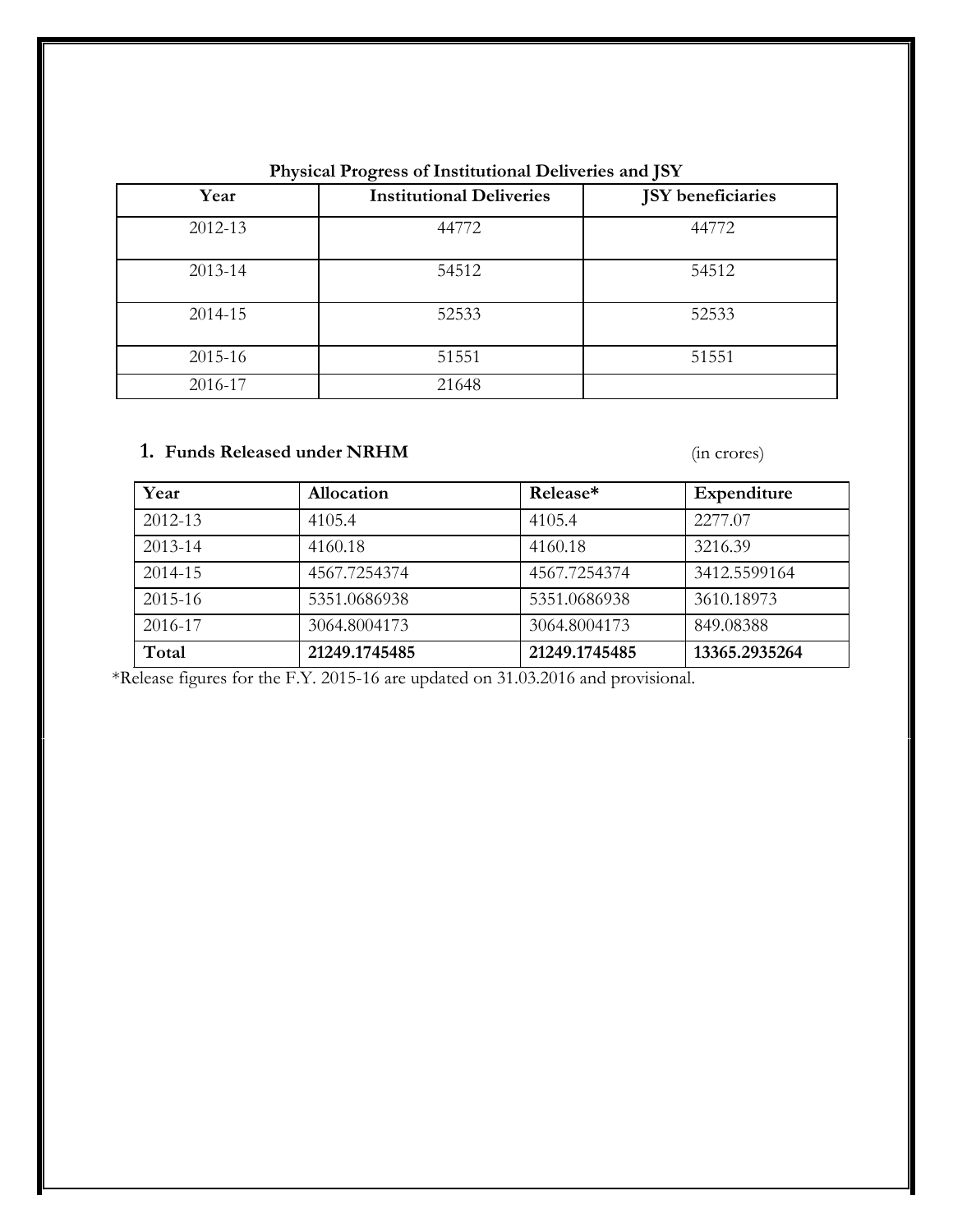**Physical Progress of Institutional Deliveries and JSY**

| Year | Institutional Deliveries | JSY beneficiaries |
|---|---|---|
| 2012-13 | 44772 | 44772 |
| 2013-14 | 54512 | 54512 |
| 2014-15 | 52533 | 52533 |
| 2015-16 | 51551 | 51551 |
| 2016-17 | 21648 | |

## 1. Funds Released under NRHM

(in crores)

| Year | Allocation | Release* | Expenditure |
|---|---|---|---|
| 2012-13 | 4105.4 | 4105.4 | 2277.07 |
| 2013-14 | 4160.18 | 4160.18 | 3216.39 |
| 2014-15 | 4567.7254374 | 4567.7254374 | 3412.5599164 |
| 2015-16 | 5351.0686938 | 5351.0686938 | 3610.18973 |
| 2016-17 | 3064.8004173 | 3064.8004173 | 849.08388 |
| **Total** | **21249.1745485** | **21249.1745485** | **13365.2935264** |

*Release figures for the F.Y. 2015-16 are updated on 31.03.2016 and provisional.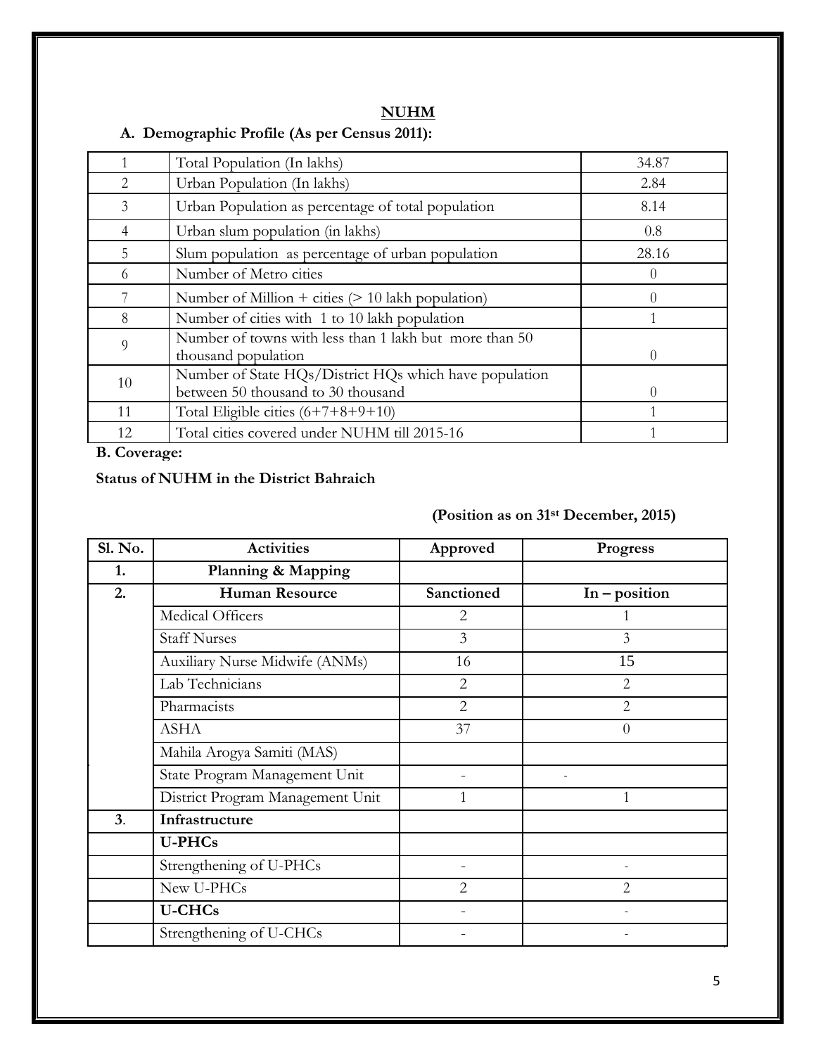# NUHM

## A. Demographic Profile (As per Census 2011):

| | | |
|---|---|---|
| 1 | Total Population (In lakhs) | 34.87 |
| 2 | Urban Population (In lakhs) | 2.84 |
| 3 | Urban Population as percentage of total population | 8.14 |
| 4 | Urban slum population (in lakhs) | 0.8 |
| 5 | Slum population as percentage of urban population | 28.16 |
| 6 | Number of Metro cities | 0 |
| 7 | Number of Million + cities (> 10 lakh population) | 0 |
| 8 | Number of cities with 1 to 10 lakh population | 1 |
| 9 | Number of towns with less than 1 lakh but more than 50 thousand population | 0 |
| 10 | Number of State HQs/District HQs which have population between 50 thousand to 30 thousand | 0 |
| 11 | Total Eligible cities (6+7+8+9+10) | 1 |
| 12 | Total cities covered under NUHM till 2015-16 | 1 |

**B. Coverage:**

**Status of NUHM in the District Bahraich**

**(Position as on 31st December, 2015)**

| Sl. No. | Activities | Approved | Progress |
|---|---|---|---|
| 1. | **Planning & Mapping** | | |
| 2. | **Human Resource** | **Sanctioned** | **In – position** |
| | Medical Officers | 2 | 1 |
| | Staff Nurses | 3 | 3 |
| | Auxiliary Nurse Midwife (ANMs) | 16 | 15 |
| | Lab Technicians | 2 | 2 |
| | Pharmacists | 2 | 2 |
| | ASHA | 37 | 0 |
| | Mahila Arogya Samiti (MAS) | | |
| | State Program Management Unit | - | - |
| | District Program Management Unit | 1 | 1 |
| 3. | **Infrastructure** | | |
| | **U-PHCs** | | |
| | Strengthening of U-PHCs | - | - |
| | New U-PHCs | 2 | 2 |
| | **U-CHCs** | - | - |
| | Strengthening of U-CHCs | - | - |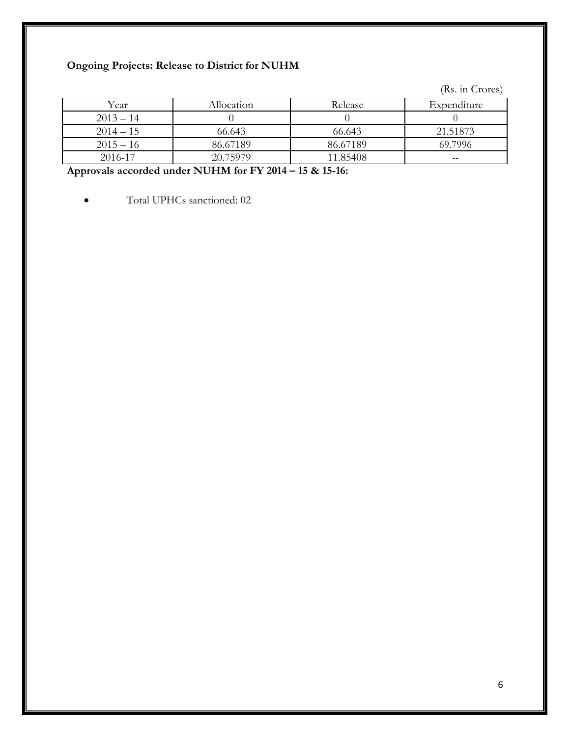**Ongoing Projects: Release to District for NUHM**

(Rs. in Crores)

| Year | Allocation | Release | Expenditure |
|---|---|---|---|
| 2013 – 14 | 0 | 0 | 0 |
| 2014 – 15 | 66.643 | 66.643 | 21.51873 |
| 2015 – 16 | 86.67189 | 86.67189 | 69.7996 |
| 2016-17 | 20.75979 | 11.85408 | -- |

**Approvals accorded under NUHM for FY 2014 – 15 & 15-16:**

- Total UPHCs sanctioned: 02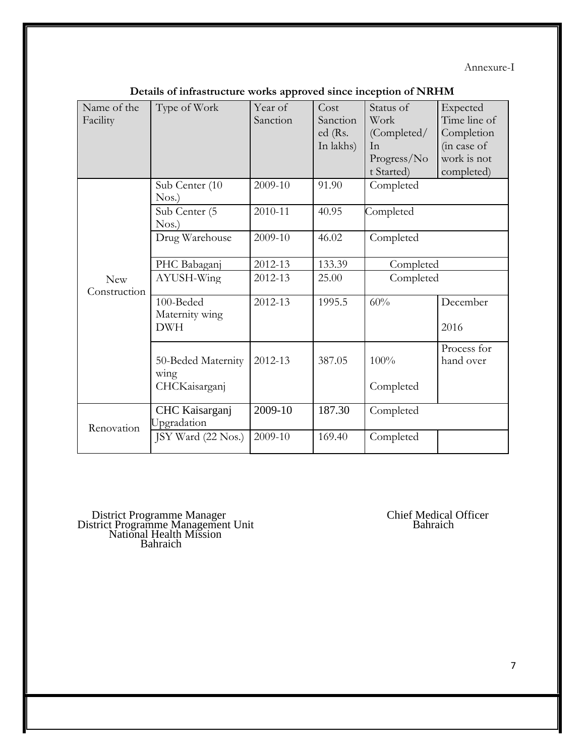Annexure-I

**Details of infrastructure works approved since inception of NRHM**

| Name of the Facility | Type of Work | Year of Sanction | Cost Sanctioned (Rs. In lakhs) | Status of Work (Completed/ In Progress/Not Started) | Expected Time line of Completion (in case of work is not completed) |
|---|---|---|---|---|---|
| New Construction | Sub Center (10 Nos.) | 2009-10 | 91.90 | Completed | |
| | Sub Center (5 Nos.) | 2010-11 | 40.95 | Completed | |
| | Drug Warehouse | 2009-10 | 46.02 | Completed | |
| | PHC Babaganj | 2012-13 | 133.39 | Completed | |
| | AYUSH-Wing | 2012-13 | 25.00 | Completed | |
| | 100-Beded Maternity wing DWH | 2012-13 | 1995.5 | 60% | December 2016 |
| | 50-Beded Maternity wing CHCKaisarganj | 2012-13 | 387.05 | 100% Completed | Process for hand over |
| Renovation | CHC Kaisarganj Upgradation | 2009-10 | 187.30 | Completed | |
| | JSY Ward (22 Nos.) | 2009-10 | 169.40 | Completed | |

District Programme Manager
District Programme Management Unit
National Health Mission
Bahraich

Chief Medical Officer
Bahraich